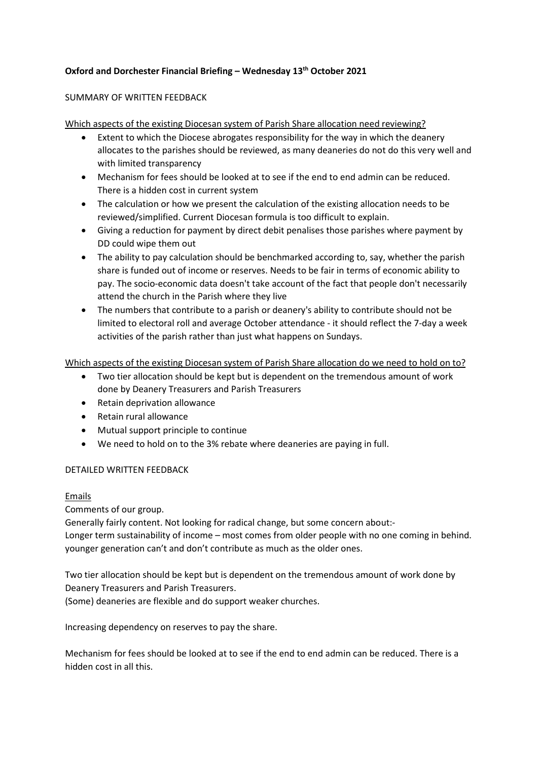**Oxford and Dorchester Financial Briefing – Wednesday 13th October 2021**

SUMMARY OF WRITTEN FEEDBACK

Which aspects of the existing Diocesan system of Parish Share allocation need reviewing?

- Extent to which the Diocese abrogates responsibility for the way in which the deanery allocates to the parishes should be reviewed, as many deaneries do not do this very well and with limited transparency
- Mechanism for fees should be looked at to see if the end to end admin can be reduced. There is a hidden cost in current system
- The calculation or how we present the calculation of the existing allocation needs to be reviewed/simplified. Current Diocesan formula is too difficult to explain.
- Giving a reduction for payment by direct debit penalises those parishes where payment by DD could wipe them out
- The ability to pay calculation should be benchmarked according to, say, whether the parish share is funded out of income or reserves. Needs to be fair in terms of economic ability to pay. The socio-economic data doesn't take account of the fact that people don't necessarily attend the church in the Parish where they live
- The numbers that contribute to a parish or deanery's ability to contribute should not be limited to electoral roll and average October attendance - it should reflect the 7-day a week activities of the parish rather than just what happens on Sundays.

Which aspects of the existing Diocesan system of Parish Share allocation do we need to hold on to?

- Two tier allocation should be kept but is dependent on the tremendous amount of work done by Deanery Treasurers and Parish Treasurers
- Retain deprivation allowance
- Retain rural allowance
- Mutual support principle to continue
- We need to hold on to the 3% rebate where deaneries are paying in full.

DETAILED WRITTEN FEEDBACK

Emails

Comments of our group.

Generally fairly content. Not looking for radical change, but some concern about:-

Longer term sustainability of income – most comes from older people with no one coming in behind. younger generation can't and don't contribute as much as the older ones.

Two tier allocation should be kept but is dependent on the tremendous amount of work done by Deanery Treasurers and Parish Treasurers.

(Some) deaneries are flexible and do support weaker churches.

Increasing dependency on reserves to pay the share.

Mechanism for fees should be looked at to see if the end to end admin can be reduced. There is a hidden cost in all this.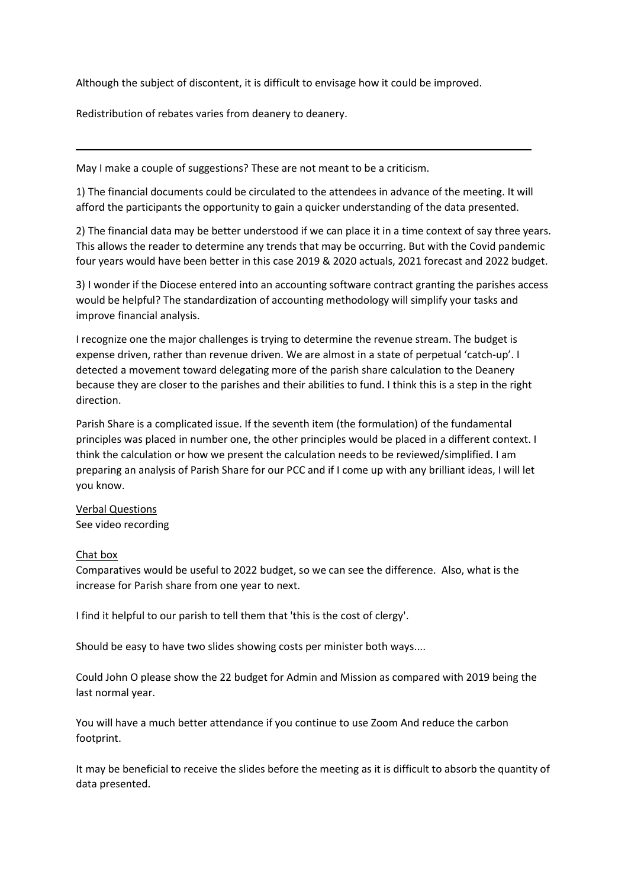Although the subject of discontent, it is difficult to envisage how it could be improved.

Redistribution of rebates varies from deanery to deanery.

---

May I make a couple of suggestions? These are not meant to be a criticism.

1) The financial documents could be circulated to the attendees in advance of the meeting. It will afford the participants the opportunity to gain a quicker understanding of the data presented.

2) The financial data may be better understood if we can place it in a time context of say three years. This allows the reader to determine any trends that may be occurring. But with the Covid pandemic four years would have been better in this case 2019 & 2020 actuals, 2021 forecast and 2022 budget.

3) I wonder if the Diocese entered into an accounting software contract granting the parishes access would be helpful? The standardization of accounting methodology will simplify your tasks and improve financial analysis.

I recognize one the major challenges is trying to determine the revenue stream. The budget is expense driven, rather than revenue driven. We are almost in a state of perpetual 'catch-up'. I detected a movement toward delegating more of the parish share calculation to the Deanery because they are closer to the parishes and their abilities to fund. I think this is a step in the right direction.

Parish Share is a complicated issue. If the seventh item (the formulation) of the fundamental principles was placed in number one, the other principles would be placed in a different context. I think the calculation or how we present the calculation needs to be reviewed/simplified. I am preparing an analysis of Parish Share for our PCC and if I come up with any brilliant ideas, I will let you know.

<u>Verbal Questions</u>
See video recording

<u>Chat box</u>
Comparatives would be useful to 2022 budget, so we can see the difference. Also, what is the increase for Parish share from one year to next.

I find it helpful to our parish to tell them that 'this is the cost of clergy'.

Should be easy to have two slides showing costs per minister both ways....

Could John O please show the 22 budget for Admin and Mission as compared with 2019 being the last normal year.

You will have a much better attendance if you continue to use Zoom And reduce the carbon footprint.

It may be beneficial to receive the slides before the meeting as it is difficult to absorb the quantity of data presented.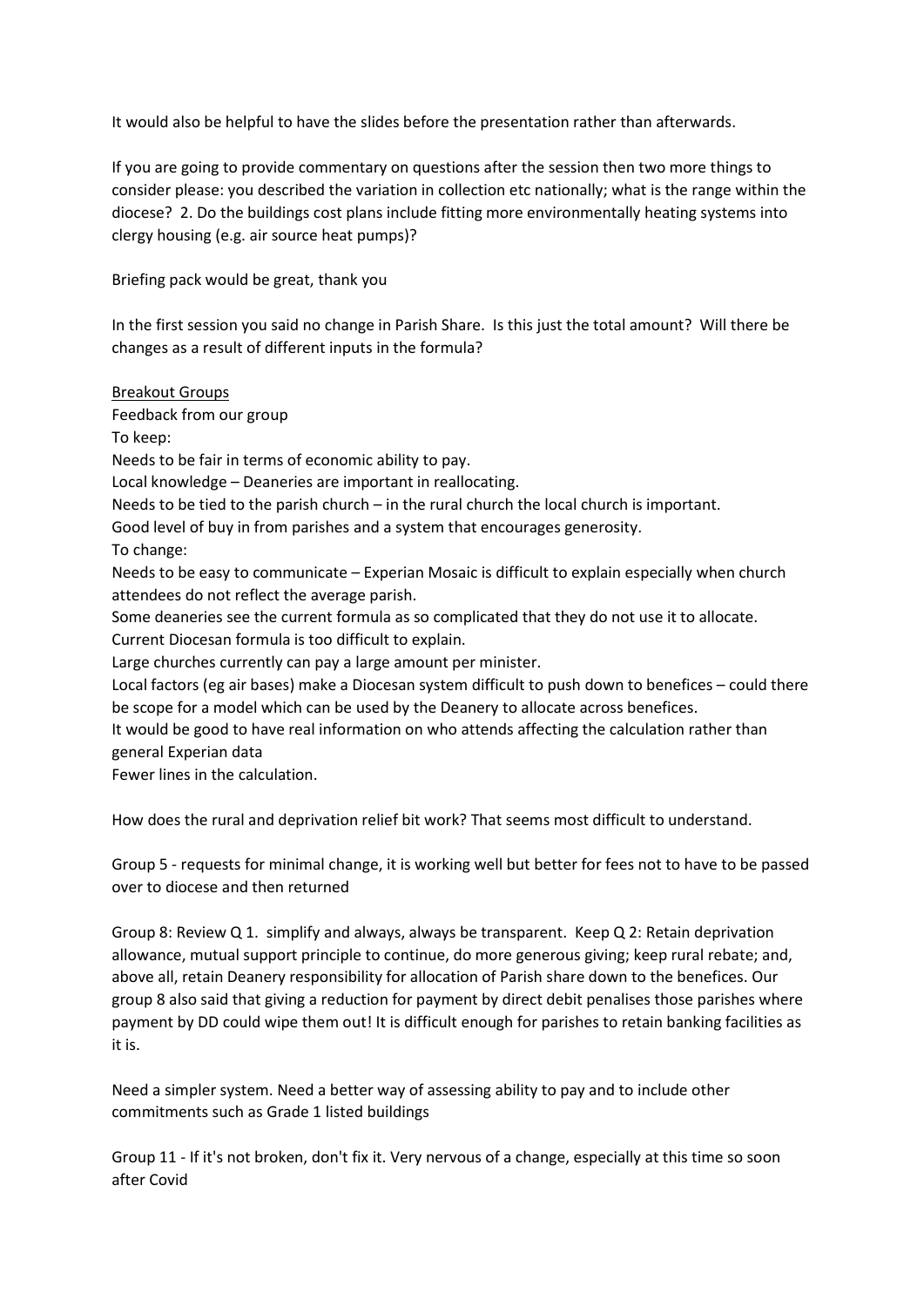It would also be helpful to have the slides before the presentation rather than afterwards.

If you are going to provide commentary on questions after the session then two more things to consider please: you described the variation in collection etc nationally; what is the range within the diocese? 2. Do the buildings cost plans include fitting more environmentally heating systems into clergy housing (e.g. air source heat pumps)?

Briefing pack would be great, thank you

In the first session you said no change in Parish Share. Is this just the total amount? Will there be changes as a result of different inputs in the formula?

<u>Breakout Groups</u>

Feedback from our group

To keep:

Needs to be fair in terms of economic ability to pay.

Local knowledge – Deaneries are important in reallocating.

Needs to be tied to the parish church – in the rural church the local church is important.

Good level of buy in from parishes and a system that encourages generosity.

To change:

Needs to be easy to communicate – Experian Mosaic is difficult to explain especially when church attendees do not reflect the average parish.

Some deaneries see the current formula as so complicated that they do not use it to allocate.

Current Diocesan formula is too difficult to explain.

Large churches currently can pay a large amount per minister.

Local factors (eg air bases) make a Diocesan system difficult to push down to benefices – could there be scope for a model which can be used by the Deanery to allocate across benefices.

It would be good to have real information on who attends affecting the calculation rather than general Experian data

Fewer lines in the calculation.

How does the rural and deprivation relief bit work? That seems most difficult to understand.

Group 5 - requests for minimal change, it is working well but better for fees not to have to be passed over to diocese and then returned

Group 8: Review Q 1. simplify and always, always be transparent. Keep Q 2: Retain deprivation allowance, mutual support principle to continue, do more generous giving; keep rural rebate; and, above all, retain Deanery responsibility for allocation of Parish share down to the benefices. Our group 8 also said that giving a reduction for payment by direct debit penalises those parishes where payment by DD could wipe them out! It is difficult enough for parishes to retain banking facilities as it is.

Need a simpler system. Need a better way of assessing ability to pay and to include other commitments such as Grade 1 listed buildings

Group 11 - If it's not broken, don't fix it. Very nervous of a change, especially at this time so soon after Covid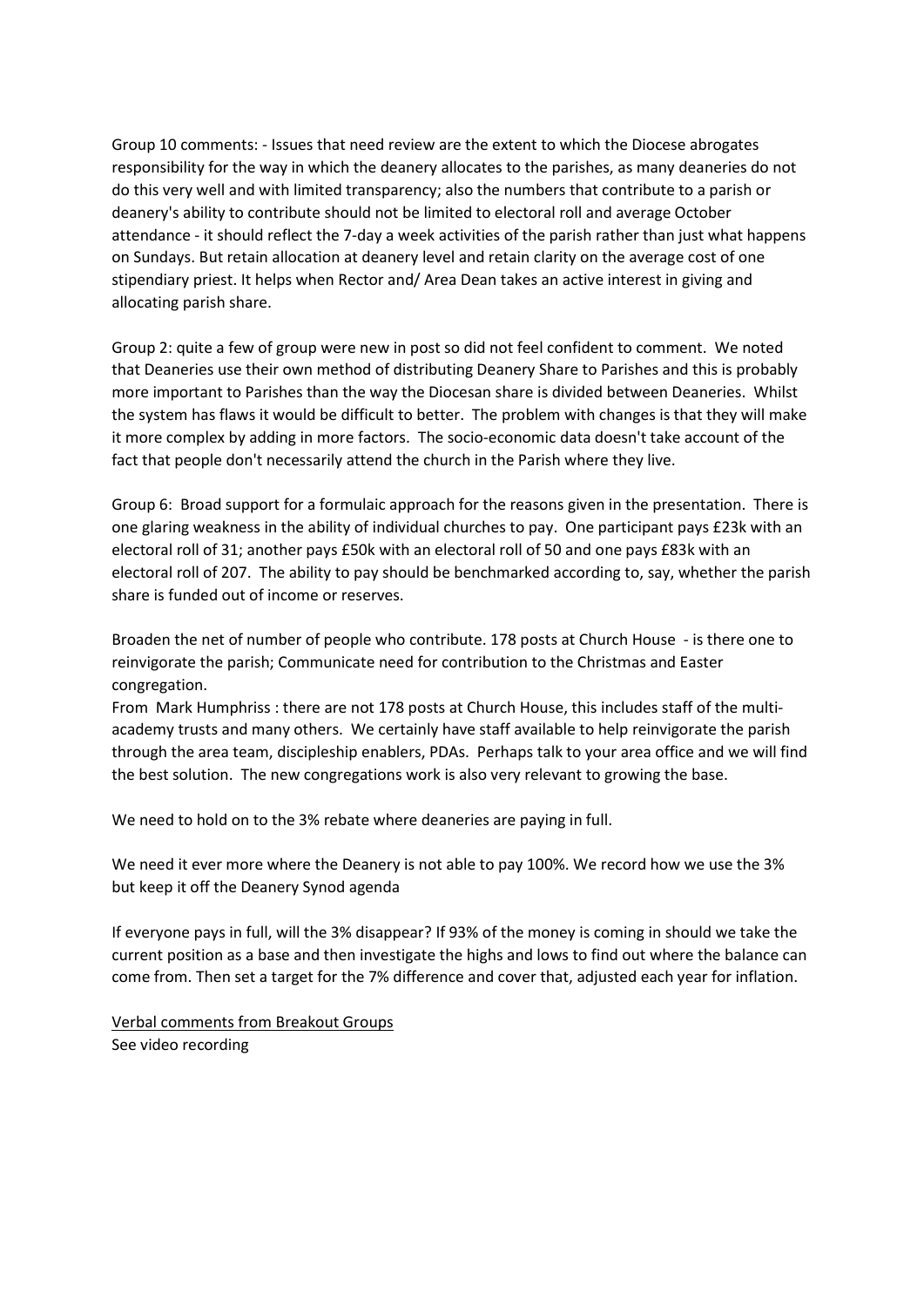Group 10 comments: - Issues that need review are the extent to which the Diocese abrogates responsibility for the way in which the deanery allocates to the parishes, as many deaneries do not do this very well and with limited transparency; also the numbers that contribute to a parish or deanery's ability to contribute should not be limited to electoral roll and average October attendance - it should reflect the 7-day a week activities of the parish rather than just what happens on Sundays. But retain allocation at deanery level and retain clarity on the average cost of one stipendiary priest. It helps when Rector and/ Area Dean takes an active interest in giving and allocating parish share.

Group 2: quite a few of group were new in post so did not feel confident to comment. We noted that Deaneries use their own method of distributing Deanery Share to Parishes and this is probably more important to Parishes than the way the Diocesan share is divided between Deaneries. Whilst the system has flaws it would be difficult to better. The problem with changes is that they will make it more complex by adding in more factors. The socio-economic data doesn't take account of the fact that people don't necessarily attend the church in the Parish where they live.

Group 6: Broad support for a formulaic approach for the reasons given in the presentation. There is one glaring weakness in the ability of individual churches to pay. One participant pays £23k with an electoral roll of 31; another pays £50k with an electoral roll of 50 and one pays £83k with an electoral roll of 207. The ability to pay should be benchmarked according to, say, whether the parish share is funded out of income or reserves.

Broaden the net of number of people who contribute. 178 posts at Church House - is there one to reinvigorate the parish; Communicate need for contribution to the Christmas and Easter congregation.
From Mark Humphriss : there are not 178 posts at Church House, this includes staff of the multi-academy trusts and many others. We certainly have staff available to help reinvigorate the parish through the area team, discipleship enablers, PDAs. Perhaps talk to your area office and we will find the best solution. The new congregations work is also very relevant to growing the base.

We need to hold on to the 3% rebate where deaneries are paying in full.

We need it ever more where the Deanery is not able to pay 100%. We record how we use the 3% but keep it off the Deanery Synod agenda

If everyone pays in full, will the 3% disappear? If 93% of the money is coming in should we take the current position as a base and then investigate the highs and lows to find out where the balance can come from. Then set a target for the 7% difference and cover that, adjusted each year for inflation.

<u>Verbal comments from Breakout Groups</u>
See video recording